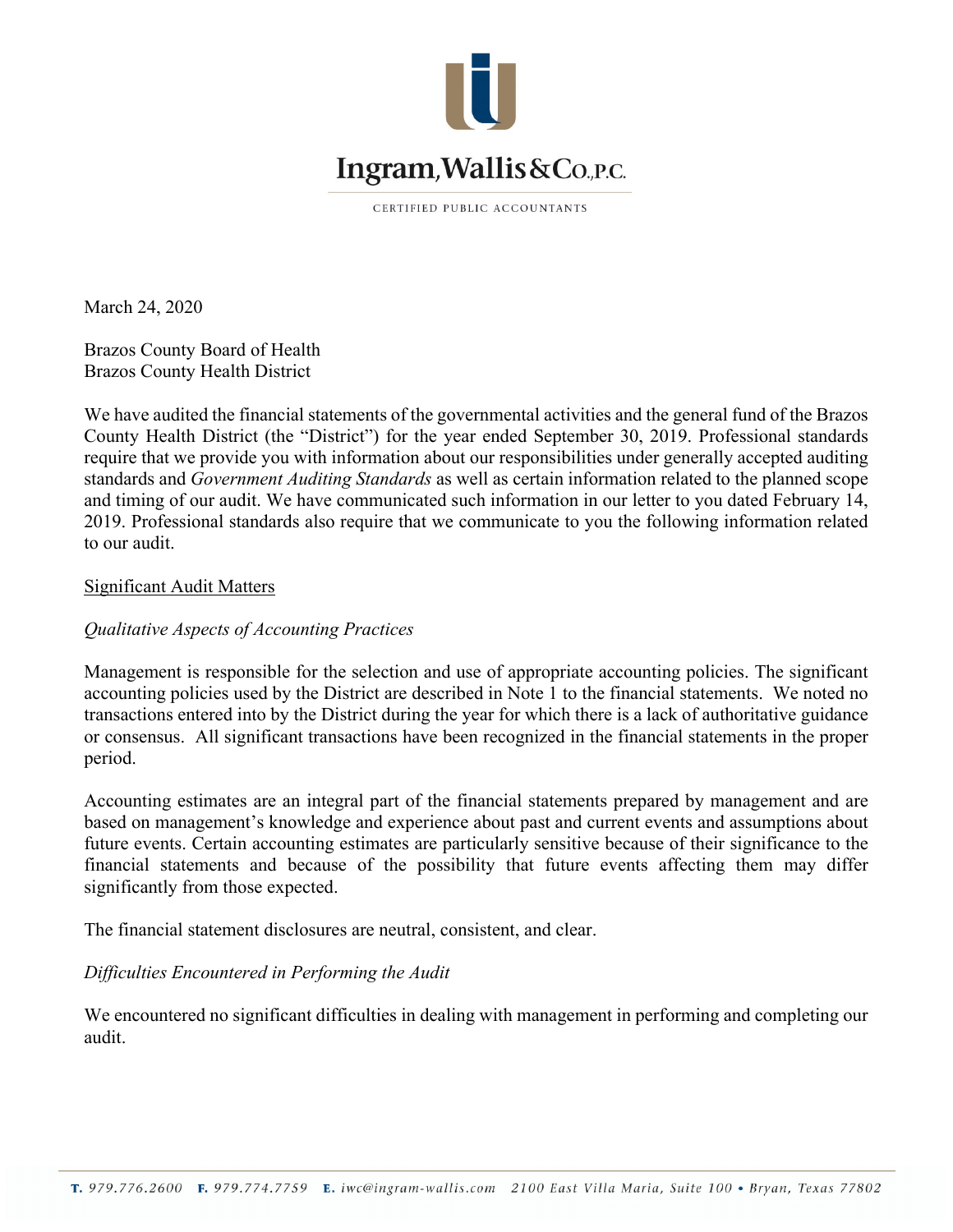# Ingram, Wallis & Co., P.C.

CERTIFIED PUBLIC ACCOUNTANTS

March 24, 2020

Brazos County Board of Health
Brazos County Health District

We have audited the financial statements of the governmental activities and the general fund of the Brazos County Health District (the "District") for the year ended September 30, 2019. Professional standards require that we provide you with information about our responsibilities under generally accepted auditing standards and *Government Auditing Standards* as well as certain information related to the planned scope and timing of our audit. We have communicated such information in our letter to you dated February 14, 2019. Professional standards also require that we communicate to you the following information related to our audit.

## Significant Audit Matters

### *Qualitative Aspects of Accounting Practices*

Management is responsible for the selection and use of appropriate accounting policies. The significant accounting policies used by the District are described in Note 1 to the financial statements. We noted no transactions entered into by the District during the year for which there is a lack of authoritative guidance or consensus. All significant transactions have been recognized in the financial statements in the proper period.

Accounting estimates are an integral part of the financial statements prepared by management and are based on management's knowledge and experience about past and current events and assumptions about future events. Certain accounting estimates are particularly sensitive because of their significance to the financial statements and because of the possibility that future events affecting them may differ significantly from those expected.

The financial statement disclosures are neutral, consistent, and clear.

### *Difficulties Encountered in Performing the Audit*

We encountered no significant difficulties in dealing with management in performing and completing our audit.

**T.** 979.776.2600 **F.** 979.774.7759 **E.** iwc@ingram-wallis.com 2100 East Villa Maria, Suite 100 • Bryan, Texas 77802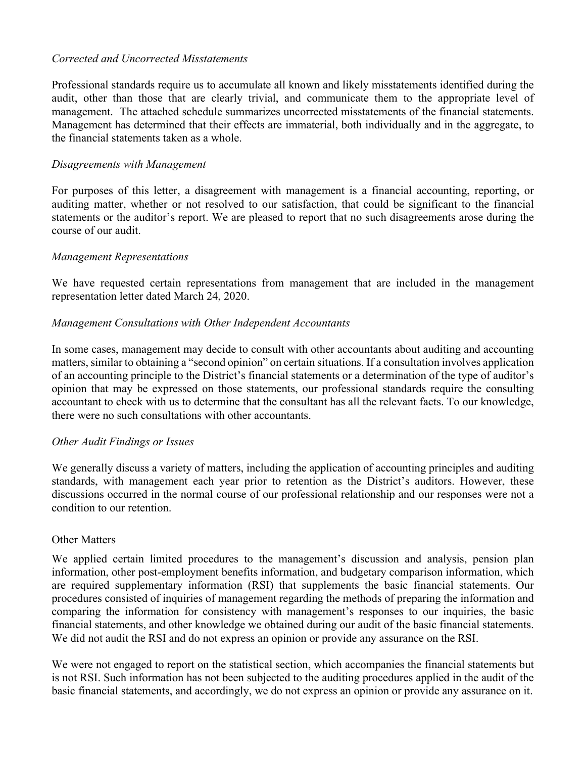*Corrected and Uncorrected Misstatements*

Professional standards require us to accumulate all known and likely misstatements identified during the audit, other than those that are clearly trivial, and communicate them to the appropriate level of management. The attached schedule summarizes uncorrected misstatements of the financial statements. Management has determined that their effects are immaterial, both individually and in the aggregate, to the financial statements taken as a whole.

*Disagreements with Management*

For purposes of this letter, a disagreement with management is a financial accounting, reporting, or auditing matter, whether or not resolved to our satisfaction, that could be significant to the financial statements or the auditor's report. We are pleased to report that no such disagreements arose during the course of our audit.

*Management Representations*

We have requested certain representations from management that are included in the management representation letter dated March 24, 2020.

*Management Consultations with Other Independent Accountants*

In some cases, management may decide to consult with other accountants about auditing and accounting matters, similar to obtaining a "second opinion" on certain situations. If a consultation involves application of an accounting principle to the District's financial statements or a determination of the type of auditor's opinion that may be expressed on those statements, our professional standards require the consulting accountant to check with us to determine that the consultant has all the relevant facts. To our knowledge, there were no such consultations with other accountants.

*Other Audit Findings or Issues*

We generally discuss a variety of matters, including the application of accounting principles and auditing standards, with management each year prior to retention as the District's auditors. However, these discussions occurred in the normal course of our professional relationship and our responses were not a condition to our retention.

<u>Other Matters</u>

We applied certain limited procedures to the management's discussion and analysis, pension plan information, other post-employment benefits information, and budgetary comparison information, which are required supplementary information (RSI) that supplements the basic financial statements. Our procedures consisted of inquiries of management regarding the methods of preparing the information and comparing the information for consistency with management's responses to our inquiries, the basic financial statements, and other knowledge we obtained during our audit of the basic financial statements. We did not audit the RSI and do not express an opinion or provide any assurance on the RSI.

We were not engaged to report on the statistical section, which accompanies the financial statements but is not RSI. Such information has not been subjected to the auditing procedures applied in the audit of the basic financial statements, and accordingly, we do not express an opinion or provide any assurance on it.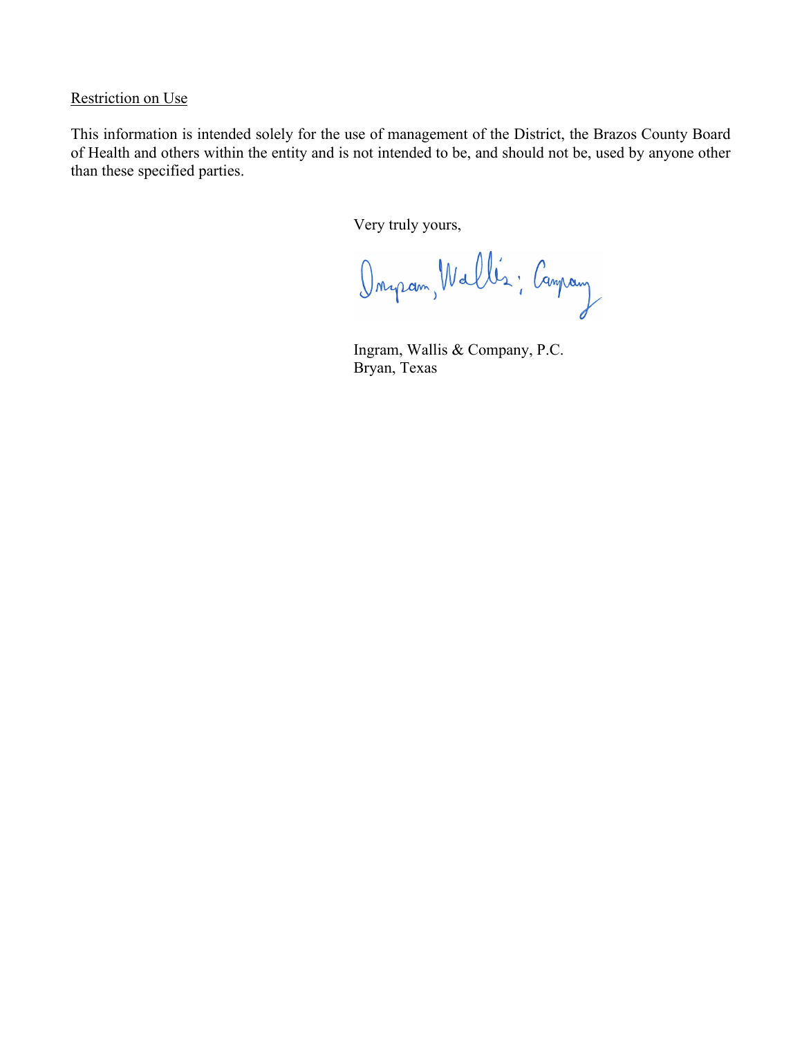<u>Restriction on Use</u>

This information is intended solely for the use of management of the District, the Brazos County Board of Health and others within the entity and is not intended to be, and should not be, used by anyone other than these specified parties.

Very truly yours,

Ingram, Wallis & Company

Ingram, Wallis & Company, P.C.
Bryan, Texas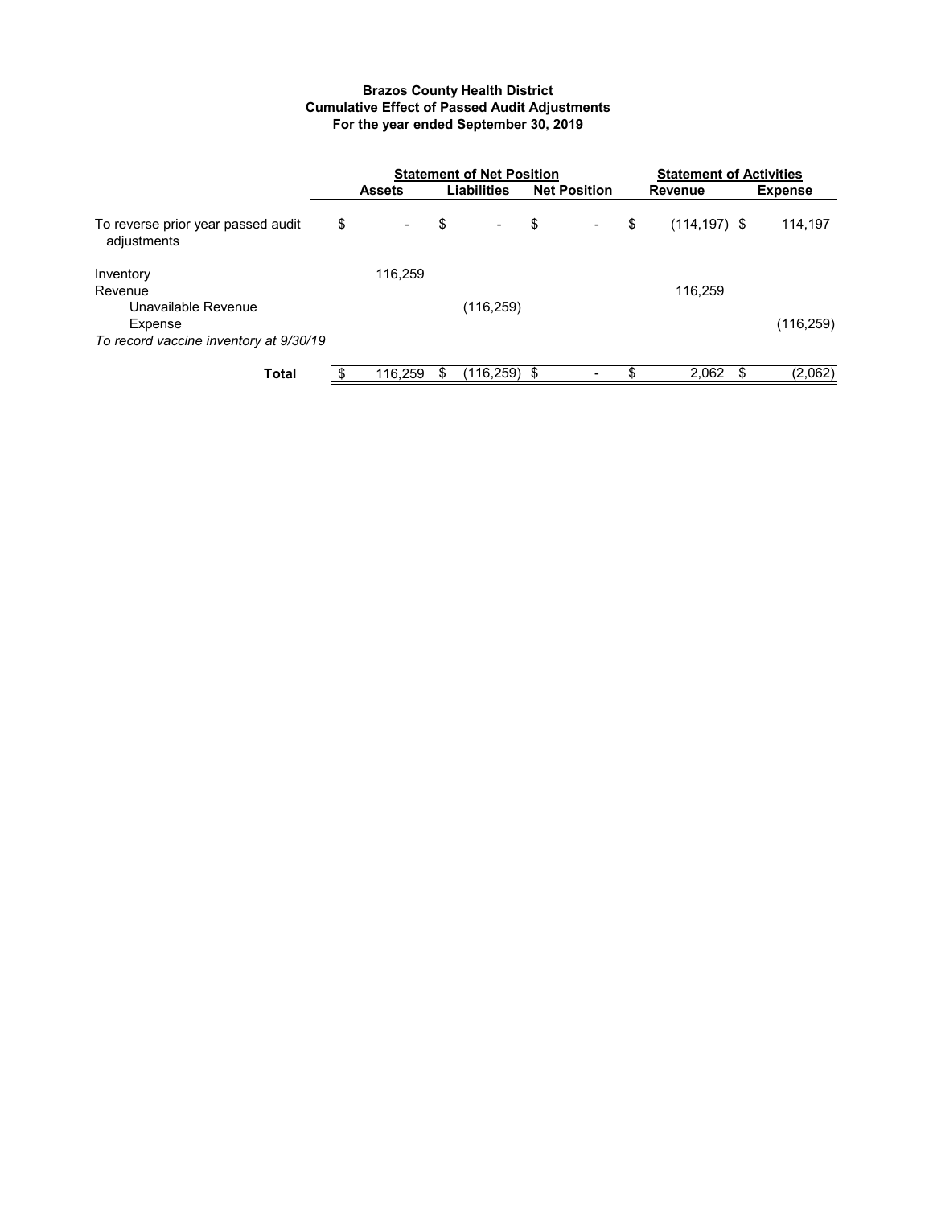**Brazos County Health District**
**Cumulative Effect of Passed Audit Adjustments**
**For the year ended September 30, 2019**

| | Statement of Net Position | | | Statement of Activities | |
|---|---|---|---|---|---|
| | **Assets** | **Liabilities** | **Net Position** | **Revenue** | **Expense** |
| To reverse prior year passed audit adjustments | $ - | $ - | $ - | $ (114,197) | $ 114,197 |
| Inventory | 116,259 | | | | |
| Revenue | | | | 116,259 | |
| Unavailable Revenue | | (116,259) | | | |
| Expense | | | | | (116,259) |
| *To record vaccine inventory at 9/30/19* | | | | | |
| **Total** | $ 116,259 | $ (116,259) | $ - | $ 2,062 | $ (2,062) |